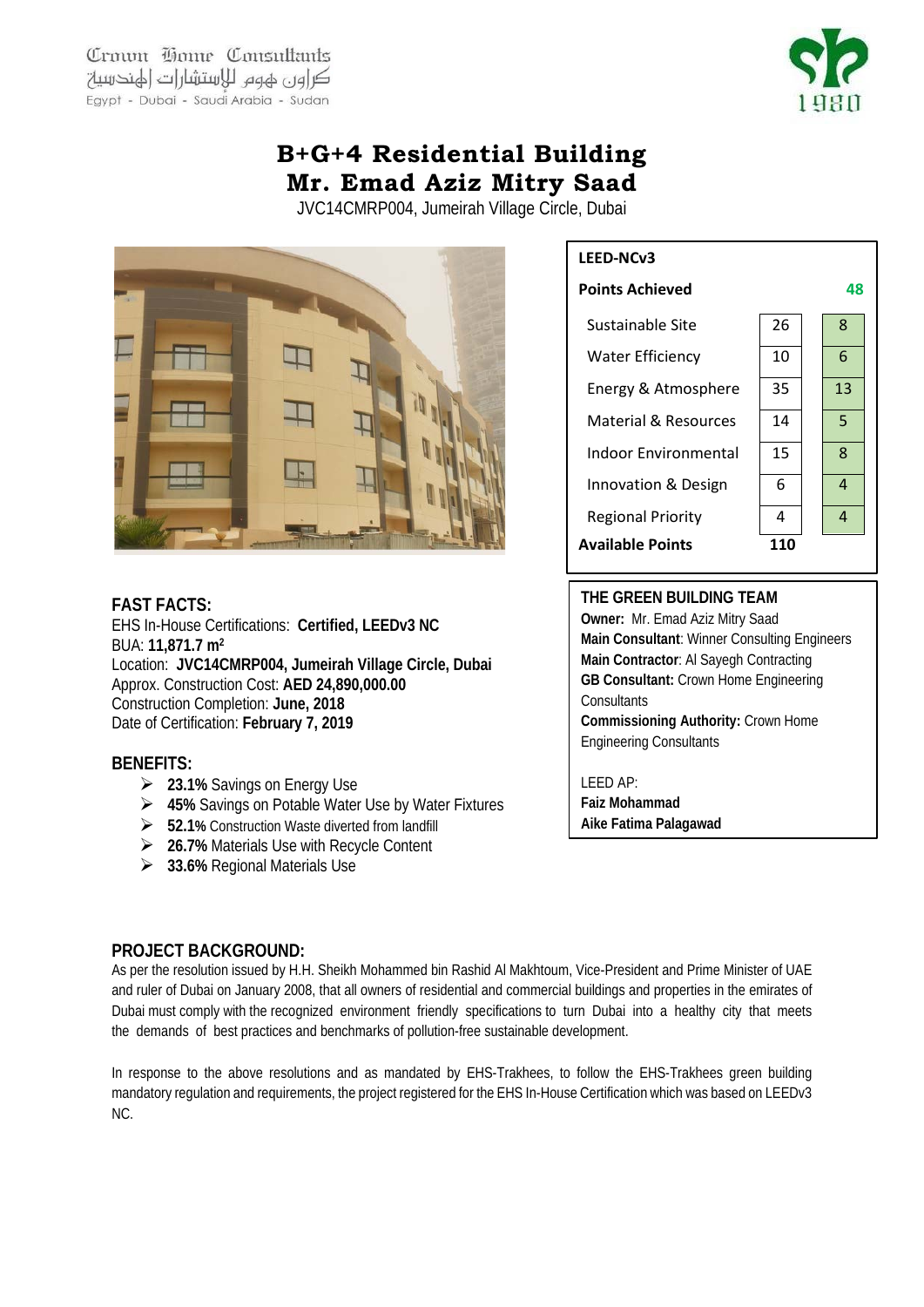Crown Home Consultants
كراون هوم للإستشارات الهندسية
Egypt - Dubai - Saudi Arabia - Sudan

# B+G+4 Residential Building
# Mr. Emad Aziz Mitry Saad

JVC14CMRP004, Jumeirah Village Circle, Dubai

| LEED-NCv3 | | |
|---|---|---|
| **Points Achieved** | | **48** |
| Sustainable Site | 26 | 8 |
| Water Efficiency | 10 | 6 |
| Energy & Atmosphere | 35 | 13 |
| Material & Resources | 14 | 5 |
| Indoor Environmental | 15 | 8 |
| Innovation & Design | 6 | 4 |
| Regional Priority | 4 | 4 |
| **Available Points** | **110** | |

## FAST FACTS:

EHS In-House Certifications: **Certified, LEEDv3 NC**
BUA: **11,871.7 m²**
Location: **JVC14CMRP004, Jumeirah Village Circle, Dubai**
Approx. Construction Cost: **AED 24,890,000.00**
Construction Completion: **June, 2018**
Date of Certification: **February 7, 2019**

## BENEFITS:

- **23.1%** Savings on Energy Use
- **45%** Savings on Potable Water Use by Water Fixtures
- **52.1%** Construction Waste diverted from landfill
- **26.7%** Materials Use with Recycle Content
- **33.6%** Regional Materials Use

## THE GREEN BUILDING TEAM

**Owner:** Mr. Emad Aziz Mitry Saad
**Main Consultant**: Winner Consulting Engineers
**Main Contractor**: Al Sayegh Contracting
**GB Consultant:** Crown Home Engineering Consultants
**Commissioning Authority:** Crown Home Engineering Consultants

LEED AP:
**Faiz Mohammad**
**Aike Fatima Palagawad**

## PROJECT BACKGROUND:

As per the resolution issued by H.H. Sheikh Mohammed bin Rashid Al Makhtoum, Vice-President and Prime Minister of UAE and ruler of Dubai on January 2008, that all owners of residential and commercial buildings and properties in the emirates of Dubai must comply with the recognized environment friendly specifications to turn Dubai into a healthy city that meets the demands of best practices and benchmarks of pollution-free sustainable development.

In response to the above resolutions and as mandated by EHS-Trakhees, to follow the EHS-Trakhees green building mandatory regulation and requirements, the project registered for the EHS In-House Certification which was based on LEEDv3 NC.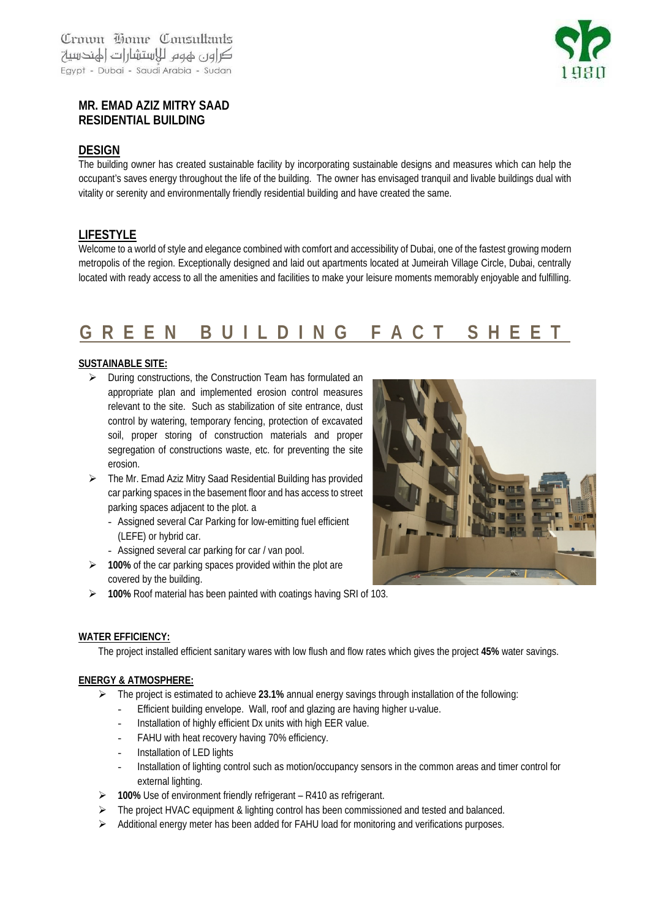## MR. EMAD AZIZ MITRY SAAD RESIDENTIAL BUILDING

### DESIGN

The building owner has created sustainable facility by incorporating sustainable designs and measures which can help the occupant's saves energy throughout the life of the building. The owner has envisaged tranquil and livable buildings dual with vitality or serenity and environmentally friendly residential building and have created the same.

### LIFESTYLE

Welcome to a world of style and elegance combined with comfort and accessibility of Dubai, one of the fastest growing modern metropolis of the region. Exceptionally designed and laid out apartments located at Jumeirah Village Circle, Dubai, centrally located with ready access to all the amenities and facilities to make your leisure moments memorably enjoyable and fulfilling.

## GREEN BUILDING FACT SHEET

**SUSTAINABLE SITE:**

- During constructions, the Construction Team has formulated an appropriate plan and implemented erosion control measures relevant to the site. Such as stabilization of site entrance, dust control by watering, temporary fencing, protection of excavated soil, proper storing of construction materials and proper segregation of constructions waste, etc. for preventing the site erosion.
- The Mr. Emad Aziz Mitry Saad Residential Building has provided car parking spaces in the basement floor and has access to street parking spaces adjacent to the plot. a
  - Assigned several Car Parking for low-emitting fuel efficient (LEFE) or hybrid car.
  - Assigned several car parking for car / van pool.
- **100%** of the car parking spaces provided within the plot are covered by the building.
- **100%** Roof material has been painted with coatings having SRI of 103.

**WATER EFFICIENCY:**

The project installed efficient sanitary wares with low flush and flow rates which gives the project **45%** water savings.

**ENERGY & ATMOSPHERE:**

- The project is estimated to achieve **23.1%** annual energy savings through installation of the following:
  - Efficient building envelope. Wall, roof and glazing are having higher u-value.
  - Installation of highly efficient Dx units with high EER value.
  - FAHU with heat recovery having 70% efficiency.
  - Installation of LED lights
  - Installation of lighting control such as motion/occupancy sensors in the common areas and timer control for external lighting.
- **100%** Use of environment friendly refrigerant – R410 as refrigerant.
- The project HVAC equipment & lighting control has been commissioned and tested and balanced.
- Additional energy meter has been added for FAHU load for monitoring and verifications purposes.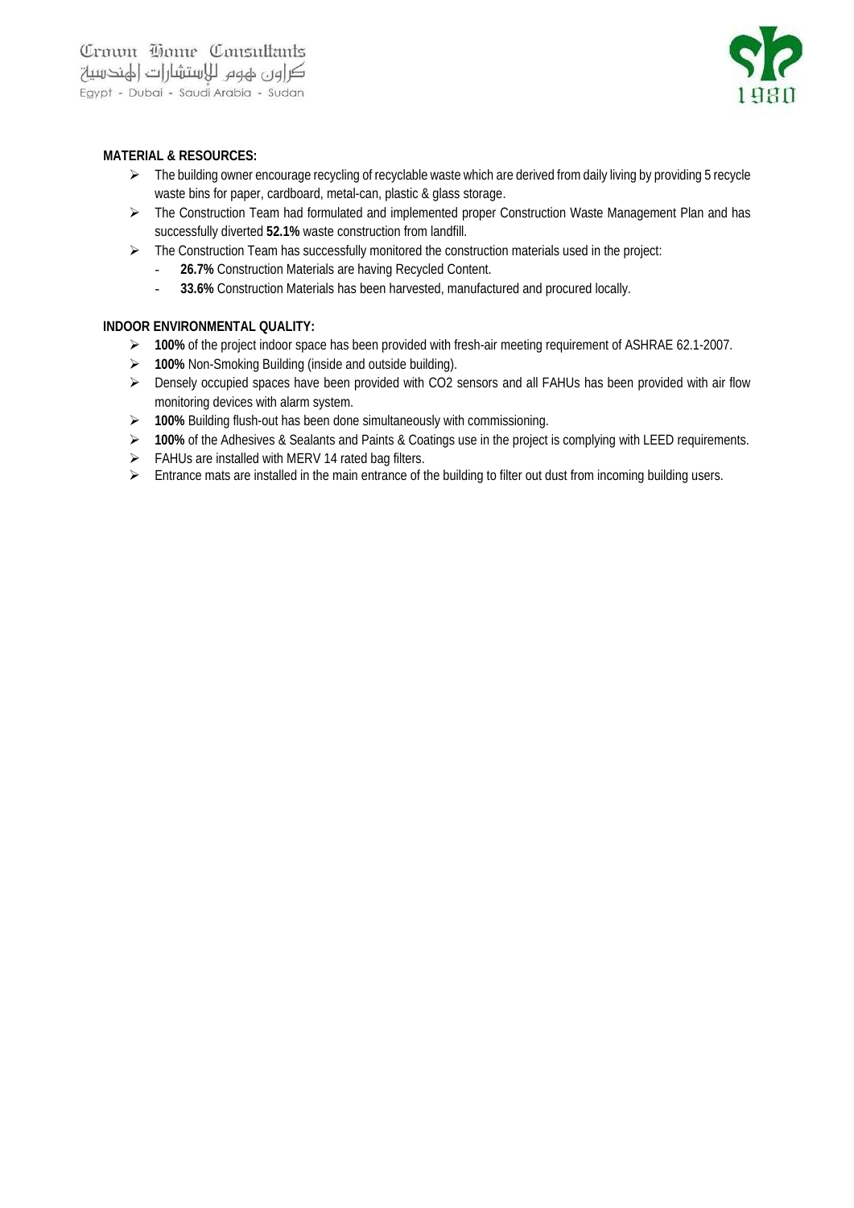**MATERIAL & RESOURCES:**

- The building owner encourage recycling of recyclable waste which are derived from daily living by providing 5 recycle waste bins for paper, cardboard, metal-can, plastic & glass storage.
- The Construction Team had formulated and implemented proper Construction Waste Management Plan and has successfully diverted **52.1%** waste construction from landfill.
- The Construction Team has successfully monitored the construction materials used in the project:
  - **26.7%** Construction Materials are having Recycled Content.
  - **33.6%** Construction Materials has been harvested, manufactured and procured locally.

**INDOOR ENVIRONMENTAL QUALITY:**

- **100%** of the project indoor space has been provided with fresh-air meeting requirement of ASHRAE 62.1-2007.
- **100%** Non-Smoking Building (inside and outside building).
- Densely occupied spaces have been provided with $CO_2$ sensors and all FAHUs has been provided with air flow monitoring devices with alarm system.
- **100%** Building flush-out has been done simultaneously with commissioning.
- **100%** of the Adhesives & Sealants and Paints & Coatings use in the project is complying with LEED requirements.
- FAHUs are installed with MERV 14 rated bag filters.
- Entrance mats are installed in the main entrance of the building to filter out dust from incoming building users.